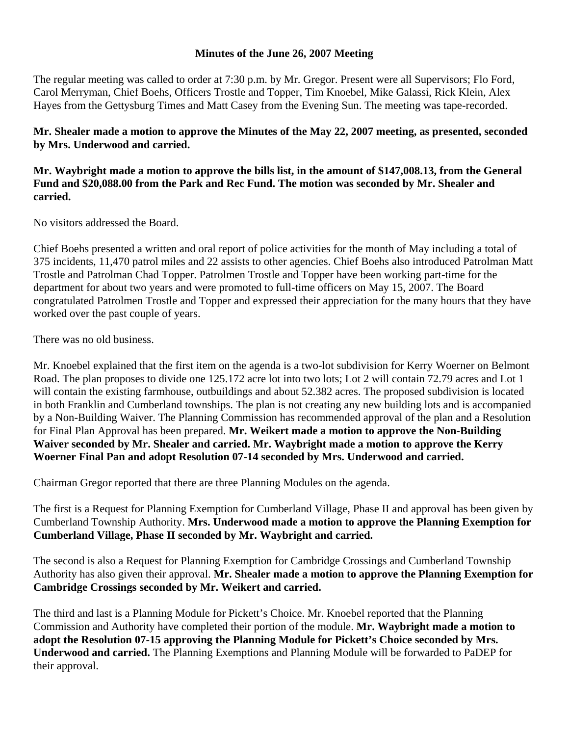**Minutes of the June 26, 2007 Meeting**

The regular meeting was called to order at 7:30 p.m. by Mr. Gregor. Present were all Supervisors; Flo Ford, Carol Merryman, Chief Boehs, Officers Trostle and Topper, Tim Knoebel, Mike Galassi, Rick Klein, Alex Hayes from the Gettysburg Times and Matt Casey from the Evening Sun. The meeting was tape-recorded.

**Mr. Shealer made a motion to approve the Minutes of the May 22, 2007 meeting, as presented, seconded by Mrs. Underwood and carried.**

**Mr. Waybright made a motion to approve the bills list, in the amount of $147,008.13, from the General Fund and $20,088.00 from the Park and Rec Fund. The motion was seconded by Mr. Shealer and carried.**

No visitors addressed the Board.

Chief Boehs presented a written and oral report of police activities for the month of May including a total of 375 incidents, 11,470 patrol miles and 22 assists to other agencies. Chief Boehs also introduced Patrolman Matt Trostle and Patrolman Chad Topper. Patrolmen Trostle and Topper have been working part-time for the department for about two years and were promoted to full-time officers on May 15, 2007. The Board congratulated Patrolmen Trostle and Topper and expressed their appreciation for the many hours that they have worked over the past couple of years.

There was no old business.

Mr. Knoebel explained that the first item on the agenda is a two-lot subdivision for Kerry Woerner on Belmont Road. The plan proposes to divide one 125.172 acre lot into two lots; Lot 2 will contain 72.79 acres and Lot 1 will contain the existing farmhouse, outbuildings and about 52.382 acres. The proposed subdivision is located in both Franklin and Cumberland townships. The plan is not creating any new building lots and is accompanied by a Non-Building Waiver. The Planning Commission has recommended approval of the plan and a Resolution for Final Plan Approval has been prepared. **Mr. Weikert made a motion to approve the Non-Building Waiver seconded by Mr. Shealer and carried. Mr. Waybright made a motion to approve the Kerry Woerner Final Pan and adopt Resolution 07-14 seconded by Mrs. Underwood and carried.**

Chairman Gregor reported that there are three Planning Modules on the agenda.

The first is a Request for Planning Exemption for Cumberland Village, Phase II and approval has been given by Cumberland Township Authority. **Mrs. Underwood made a motion to approve the Planning Exemption for Cumberland Village, Phase II seconded by Mr. Waybright and carried.**

The second is also a Request for Planning Exemption for Cambridge Crossings and Cumberland Township Authority has also given their approval. **Mr. Shealer made a motion to approve the Planning Exemption for Cambridge Crossings seconded by Mr. Weikert and carried.**

The third and last is a Planning Module for Pickett's Choice. Mr. Knoebel reported that the Planning Commission and Authority have completed their portion of the module. **Mr. Waybright made a motion to adopt the Resolution 07-15 approving the Planning Module for Pickett's Choice seconded by Mrs. Underwood and carried.** The Planning Exemptions and Planning Module will be forwarded to PaDEP for their approval.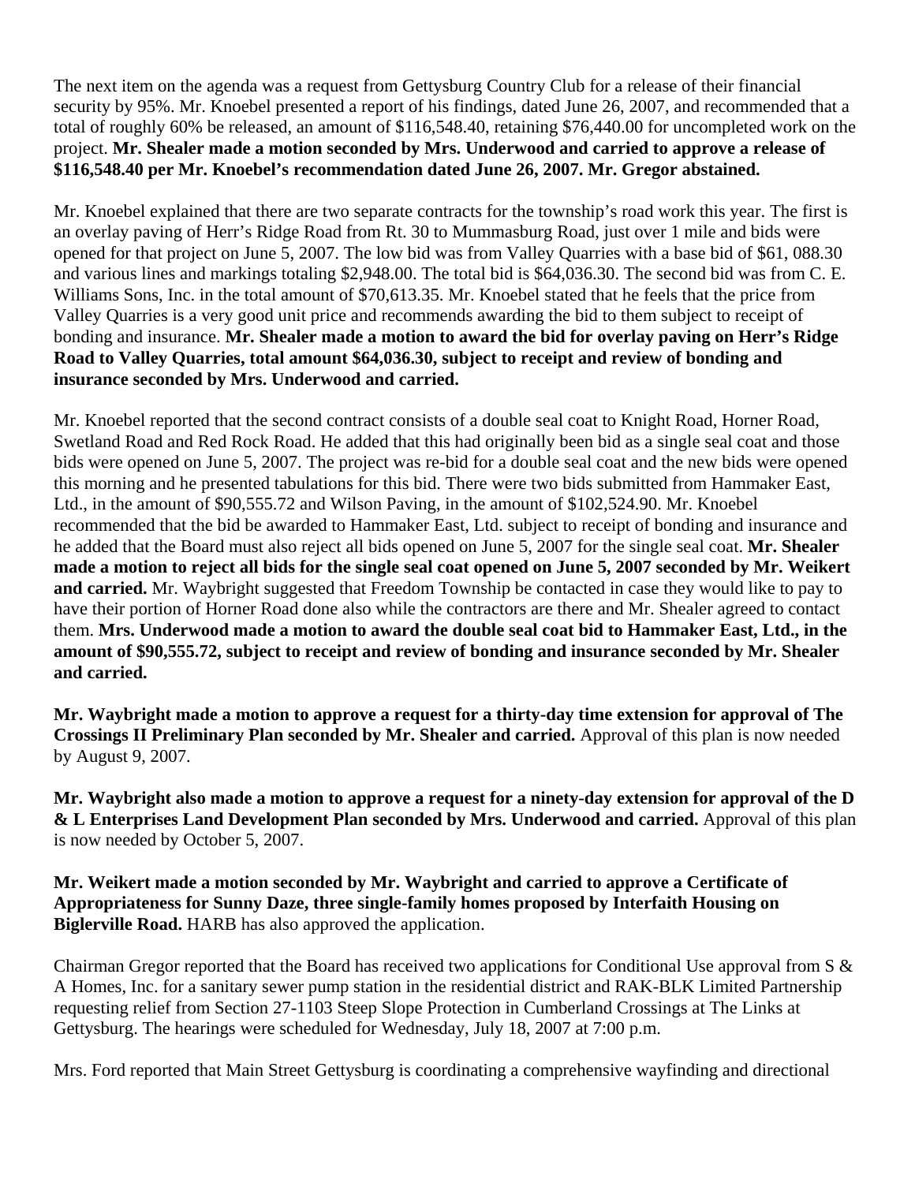The next item on the agenda was a request from Gettysburg Country Club for a release of their financial security by 95%. Mr. Knoebel presented a report of his findings, dated June 26, 2007, and recommended that a total of roughly 60% be released, an amount of $116,548.40, retaining $76,440.00 for uncompleted work on the project. **Mr. Shealer made a motion seconded by Mrs. Underwood and carried to approve a release of $116,548.40 per Mr. Knoebel's recommendation dated June 26, 2007. Mr. Gregor abstained.**

Mr. Knoebel explained that there are two separate contracts for the township's road work this year. The first is an overlay paving of Herr's Ridge Road from Rt. 30 to Mummasburg Road, just over 1 mile and bids were opened for that project on June 5, 2007. The low bid was from Valley Quarries with a base bid of $61, 088.30 and various lines and markings totaling $2,948.00. The total bid is $64,036.30. The second bid was from C. E. Williams Sons, Inc. in the total amount of $70,613.35. Mr. Knoebel stated that he feels that the price from Valley Quarries is a very good unit price and recommends awarding the bid to them subject to receipt of bonding and insurance. **Mr. Shealer made a motion to award the bid for overlay paving on Herr's Ridge Road to Valley Quarries, total amount $64,036.30, subject to receipt and review of bonding and insurance seconded by Mrs. Underwood and carried.**

Mr. Knoebel reported that the second contract consists of a double seal coat to Knight Road, Horner Road, Swetland Road and Red Rock Road. He added that this had originally been bid as a single seal coat and those bids were opened on June 5, 2007. The project was re-bid for a double seal coat and the new bids were opened this morning and he presented tabulations for this bid. There were two bids submitted from Hammaker East, Ltd., in the amount of $90,555.72 and Wilson Paving, in the amount of $102,524.90. Mr. Knoebel recommended that the bid be awarded to Hammaker East, Ltd. subject to receipt of bonding and insurance and he added that the Board must also reject all bids opened on June 5, 2007 for the single seal coat. **Mr. Shealer made a motion to reject all bids for the single seal coat opened on June 5, 2007 seconded by Mr. Weikert and carried.** Mr. Waybright suggested that Freedom Township be contacted in case they would like to pay to have their portion of Horner Road done also while the contractors are there and Mr. Shealer agreed to contact them. **Mrs. Underwood made a motion to award the double seal coat bid to Hammaker East, Ltd., in the amount of $90,555.72, subject to receipt and review of bonding and insurance seconded by Mr. Shealer and carried.**

**Mr. Waybright made a motion to approve a request for a thirty-day time extension for approval of The Crossings II Preliminary Plan seconded by Mr. Shealer and carried.** Approval of this plan is now needed by August 9, 2007.

**Mr. Waybright also made a motion to approve a request for a ninety-day extension for approval of the D & L Enterprises Land Development Plan seconded by Mrs. Underwood and carried.** Approval of this plan is now needed by October 5, 2007.

**Mr. Weikert made a motion seconded by Mr. Waybright and carried to approve a Certificate of Appropriateness for Sunny Daze, three single-family homes proposed by Interfaith Housing on Biglerville Road.** HARB has also approved the application.

Chairman Gregor reported that the Board has received two applications for Conditional Use approval from S & A Homes, Inc. for a sanitary sewer pump station in the residential district and RAK-BLK Limited Partnership requesting relief from Section 27-1103 Steep Slope Protection in Cumberland Crossings at The Links at Gettysburg. The hearings were scheduled for Wednesday, July 18, 2007 at 7:00 p.m.

Mrs. Ford reported that Main Street Gettysburg is coordinating a comprehensive wayfinding and directional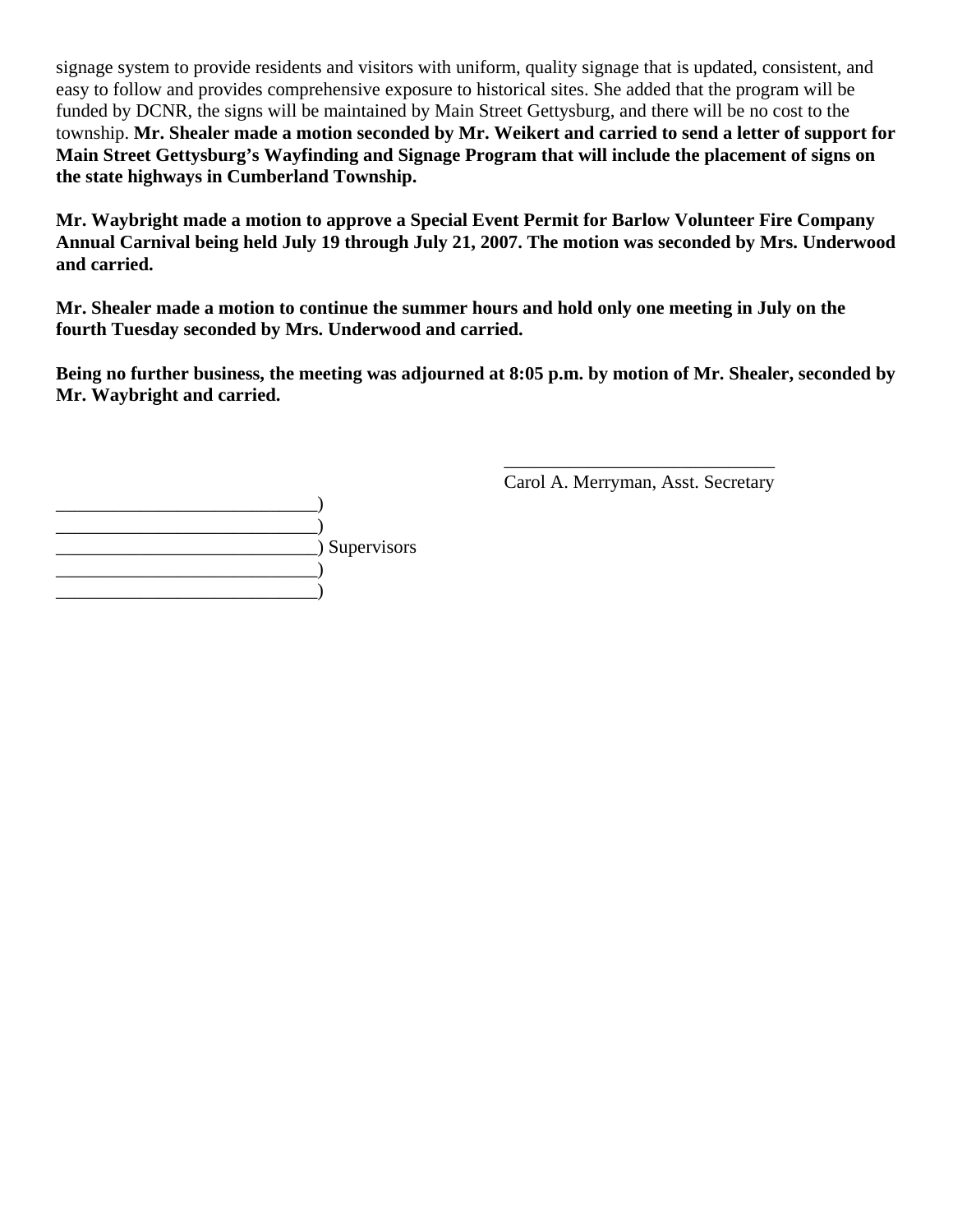signage system to provide residents and visitors with uniform, quality signage that is updated, consistent, and easy to follow and provides comprehensive exposure to historical sites. She added that the program will be funded by DCNR, the signs will be maintained by Main Street Gettysburg, and there will be no cost to the township. **Mr. Shealer made a motion seconded by Mr. Weikert and carried to send a letter of support for Main Street Gettysburg's Wayfinding and Signage Program that will include the placement of signs on the state highways in Cumberland Township.**

**Mr. Waybright made a motion to approve a Special Event Permit for Barlow Volunteer Fire Company Annual Carnival being held July 19 through July 21, 2007. The motion was seconded by Mrs. Underwood and carried.**

**Mr. Shealer made a motion to continue the summer hours and hold only one meeting in July on the fourth Tuesday seconded by Mrs. Underwood and carried.**

**Being no further business, the meeting was adjourned at 8:05 p.m. by motion of Mr. Shealer, seconded by Mr. Waybright and carried.**

______________________________
Carol A. Merryman, Asst. Secretary

____________________________)
____________________________)
____________________________) Supervisors
____________________________)
____________________________)